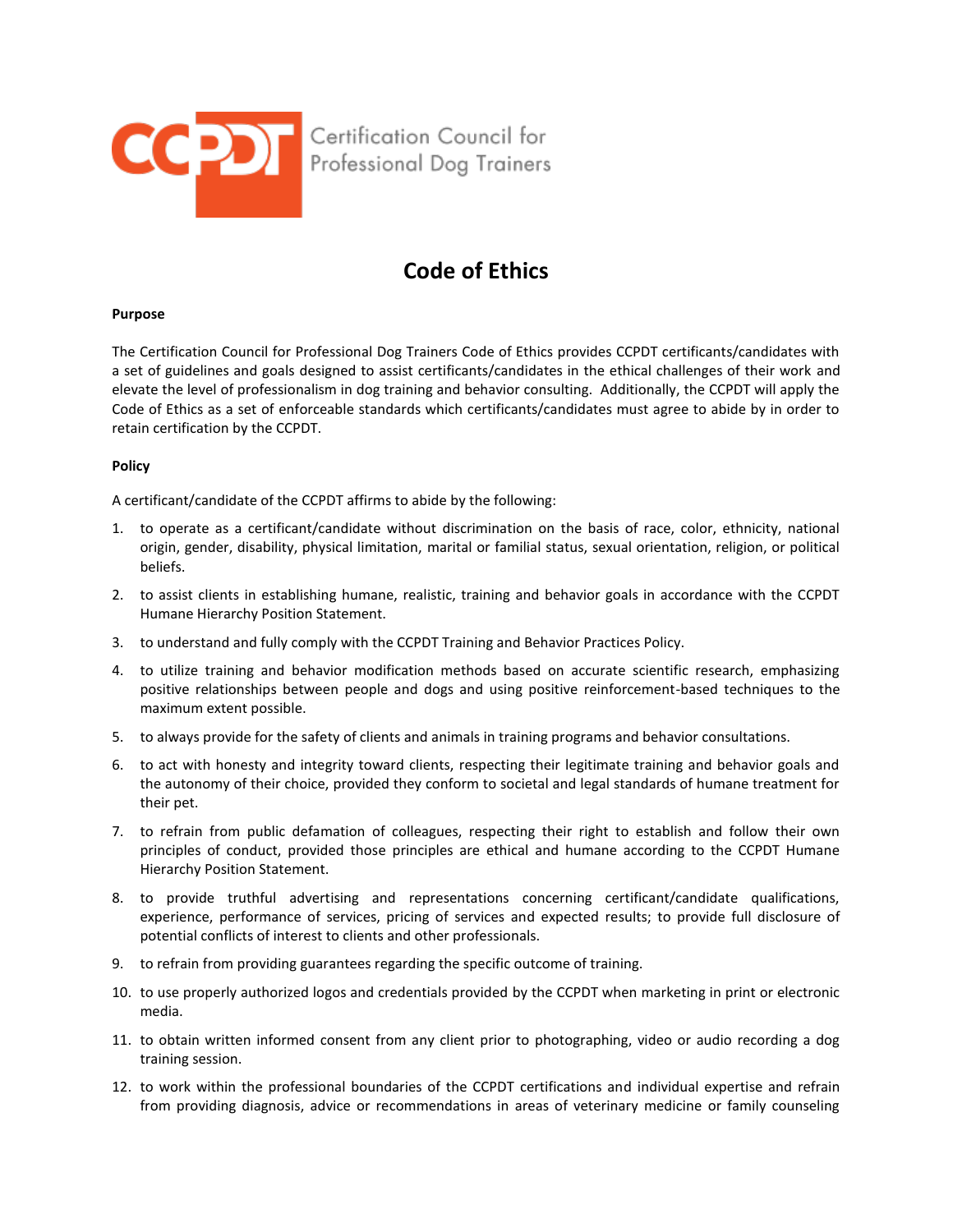CCPDT Certification Council for Professional Dog Trainers

# Code of Ethics

**Purpose**

The Certification Council for Professional Dog Trainers Code of Ethics provides CCPDT certificants/candidates with a set of guidelines and goals designed to assist certificants/candidates in the ethical challenges of their work and elevate the level of professionalism in dog training and behavior consulting. Additionally, the CCPDT will apply the Code of Ethics as a set of enforceable standards which certificants/candidates must agree to abide by in order to retain certification by the CCPDT.

**Policy**

A certificant/candidate of the CCPDT affirms to abide by the following:

1. to operate as a certificant/candidate without discrimination on the basis of race, color, ethnicity, national origin, gender, disability, physical limitation, marital or familial status, sexual orientation, religion, or political beliefs.
2. to assist clients in establishing humane, realistic, training and behavior goals in accordance with the CCPDT Humane Hierarchy Position Statement.
3. to understand and fully comply with the CCPDT Training and Behavior Practices Policy.
4. to utilize training and behavior modification methods based on accurate scientific research, emphasizing positive relationships between people and dogs and using positive reinforcement-based techniques to the maximum extent possible.
5. to always provide for the safety of clients and animals in training programs and behavior consultations.
6. to act with honesty and integrity toward clients, respecting their legitimate training and behavior goals and the autonomy of their choice, provided they conform to societal and legal standards of humane treatment for their pet.
7. to refrain from public defamation of colleagues, respecting their right to establish and follow their own principles of conduct, provided those principles are ethical and humane according to the CCPDT Humane Hierarchy Position Statement.
8. to provide truthful advertising and representations concerning certificant/candidate qualifications, experience, performance of services, pricing of services and expected results; to provide full disclosure of potential conflicts of interest to clients and other professionals.
9. to refrain from providing guarantees regarding the specific outcome of training.
10. to use properly authorized logos and credentials provided by the CCPDT when marketing in print or electronic media.
11. to obtain written informed consent from any client prior to photographing, video or audio recording a dog training session.
12. to work within the professional boundaries of the CCPDT certifications and individual expertise and refrain from providing diagnosis, advice or recommendations in areas of veterinary medicine or family counseling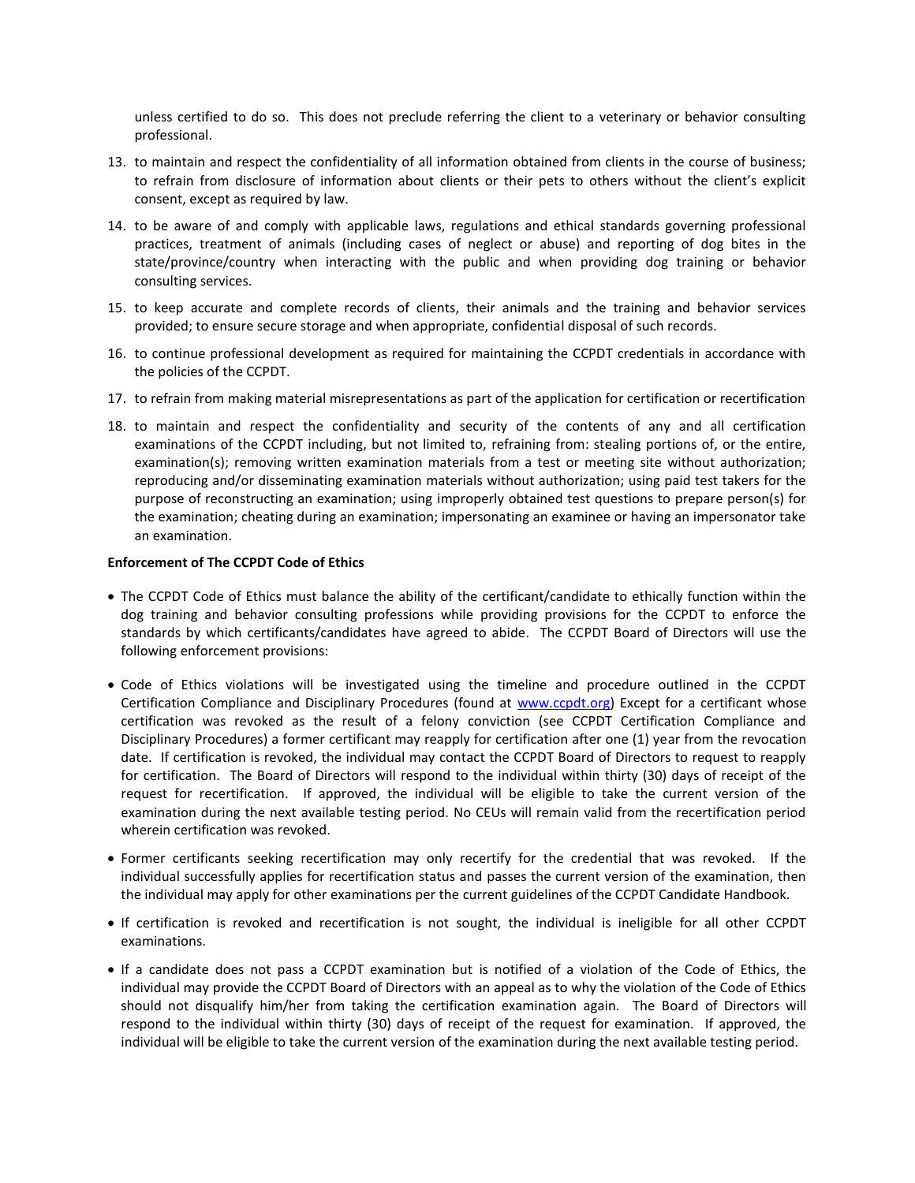unless certified to do so. This does not preclude referring the client to a veterinary or behavior consulting professional.

13. to maintain and respect the confidentiality of all information obtained from clients in the course of business; to refrain from disclosure of information about clients or their pets to others without the client's explicit consent, except as required by law.
14. to be aware of and comply with applicable laws, regulations and ethical standards governing professional practices, treatment of animals (including cases of neglect or abuse) and reporting of dog bites in the state/province/country when interacting with the public and when providing dog training or behavior consulting services.
15. to keep accurate and complete records of clients, their animals and the training and behavior services provided; to ensure secure storage and when appropriate, confidential disposal of such records.
16. to continue professional development as required for maintaining the CCPDT credentials in accordance with the policies of the CCPDT.
17. to refrain from making material misrepresentations as part of the application for certification or recertification
18. to maintain and respect the confidentiality and security of the contents of any and all certification examinations of the CCPDT including, but not limited to, refraining from: stealing portions of, or the entire, examination(s); removing written examination materials from a test or meeting site without authorization; reproducing and/or disseminating examination materials without authorization; using paid test takers for the purpose of reconstructing an examination; using improperly obtained test questions to prepare person(s) for the examination; cheating during an examination; impersonating an examinee or having an impersonator take an examination.

**Enforcement of The CCPDT Code of Ethics**

- The CCPDT Code of Ethics must balance the ability of the certificant/candidate to ethically function within the dog training and behavior consulting professions while providing provisions for the CCPDT to enforce the standards by which certificants/candidates have agreed to abide. The CCPDT Board of Directors will use the following enforcement provisions:

- Code of Ethics violations will be investigated using the timeline and procedure outlined in the CCPDT Certification Compliance and Disciplinary Procedures (found at www.ccpdt.org) Except for a certificant whose certification was revoked as the result of a felony conviction (see CCPDT Certification Compliance and Disciplinary Procedures) a former certificant may reapply for certification after one (1) year from the revocation date. If certification is revoked, the individual may contact the CCPDT Board of Directors to request to reapply for certification. The Board of Directors will respond to the individual within thirty (30) days of receipt of the request for recertification. If approved, the individual will be eligible to take the current version of the examination during the next available testing period. No CEUs will remain valid from the recertification period wherein certification was revoked.

- Former certificants seeking recertification may only recertify for the credential that was revoked. If the individual successfully applies for recertification status and passes the current version of the examination, then the individual may apply for other examinations per the current guidelines of the CCPDT Candidate Handbook.

- If certification is revoked and recertification is not sought, the individual is ineligible for all other CCPDT examinations.

- If a candidate does not pass a CCPDT examination but is notified of a violation of the Code of Ethics, the individual may provide the CCPDT Board of Directors with an appeal as to why the violation of the Code of Ethics should not disqualify him/her from taking the certification examination again. The Board of Directors will respond to the individual within thirty (30) days of receipt of the request for examination. If approved, the individual will be eligible to take the current version of the examination during the next available testing period.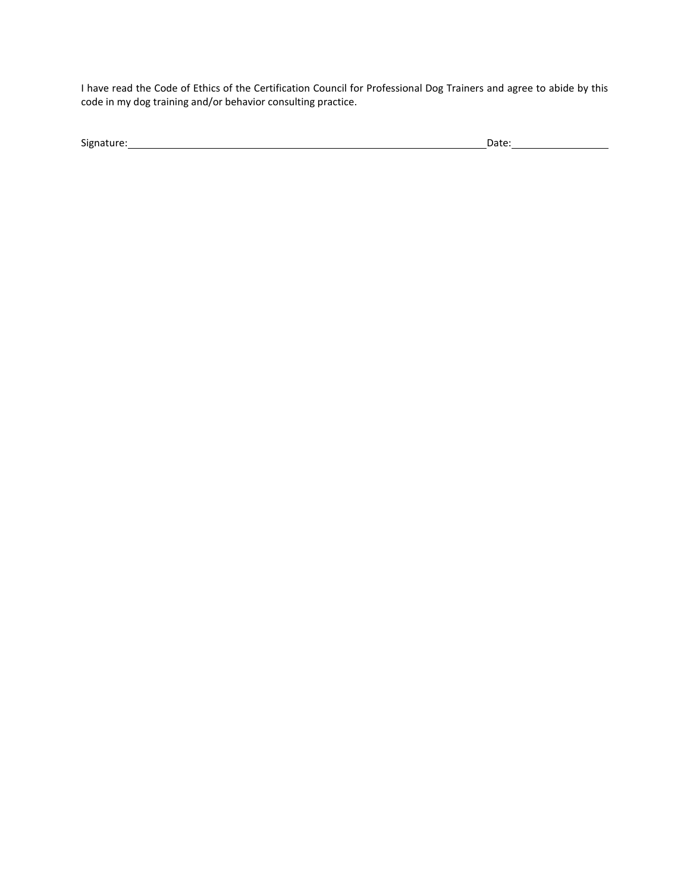I have read the Code of Ethics of the Certification Council for Professional Dog Trainers and agree to abide by this code in my dog training and/or behavior consulting practice.

Signature:_______________________________________________________________Date:________________